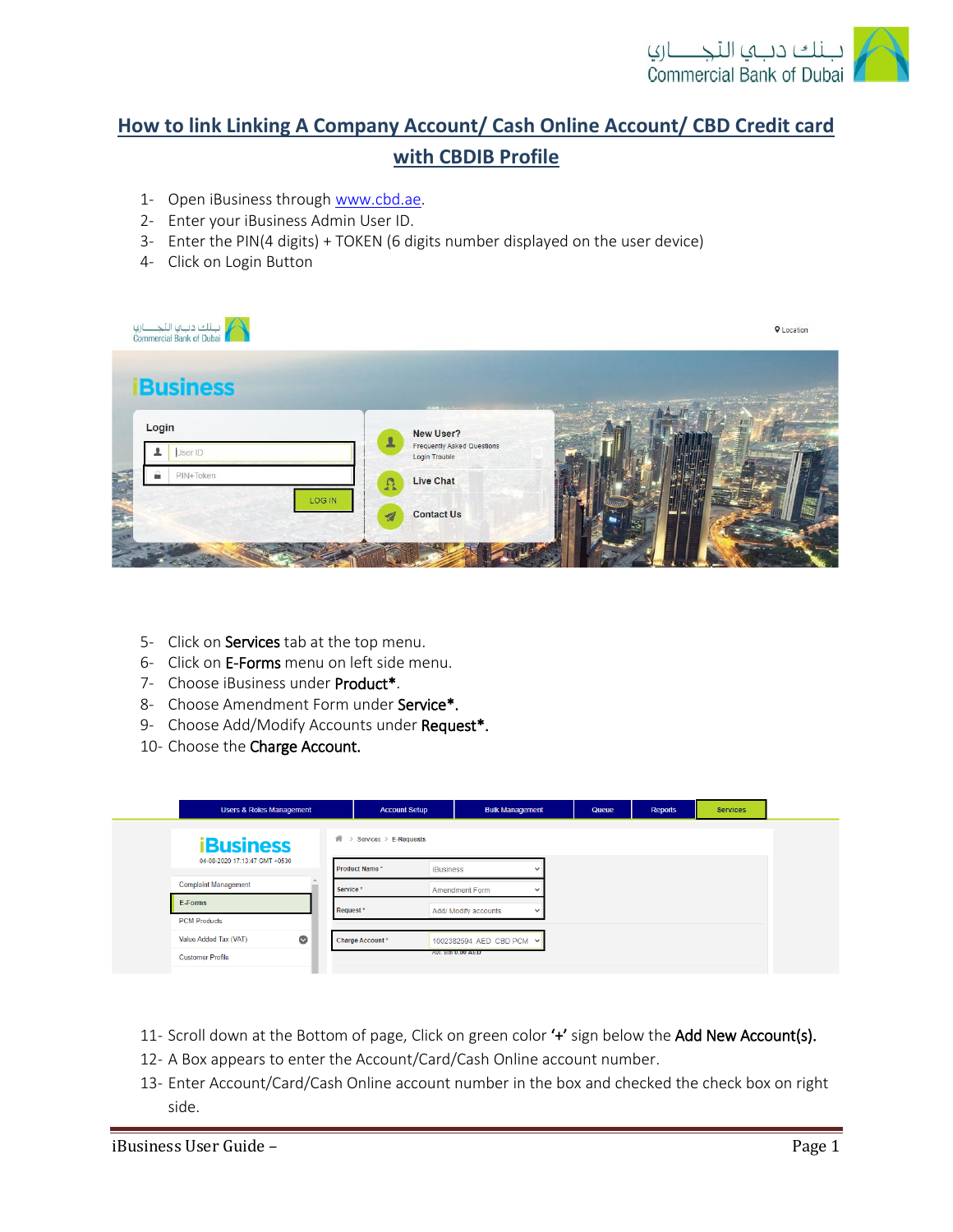# How to link Linking A Company Account/ Cash Online Account/ CBD Credit card with CBDIB Profile

1- Open iBusiness through [www.cbd.ae](http://www.cbd.ae).
2- Enter your iBusiness Admin User ID.
3- Enter the PIN(4 digits) + TOKEN (6 digits number displayed on the user device)
4- Click on Login Button

5- Click on **Services** tab at the top menu.
6- Click on **E-Forms** menu on left side menu.
7- Choose iBusiness under **Product***.
8- Choose Amendment Form under **Service***.
9- Choose Add/Modify Accounts under **Request***.
10- Choose the **Charge Account.**

11- Scroll down at the Bottom of page, Click on green color '+' sign below the **Add New Account(s).**
12- A Box appears to enter the Account/Card/Cash Online account number.
13- Enter Account/Card/Cash Online account number in the box and checked the check box on right side.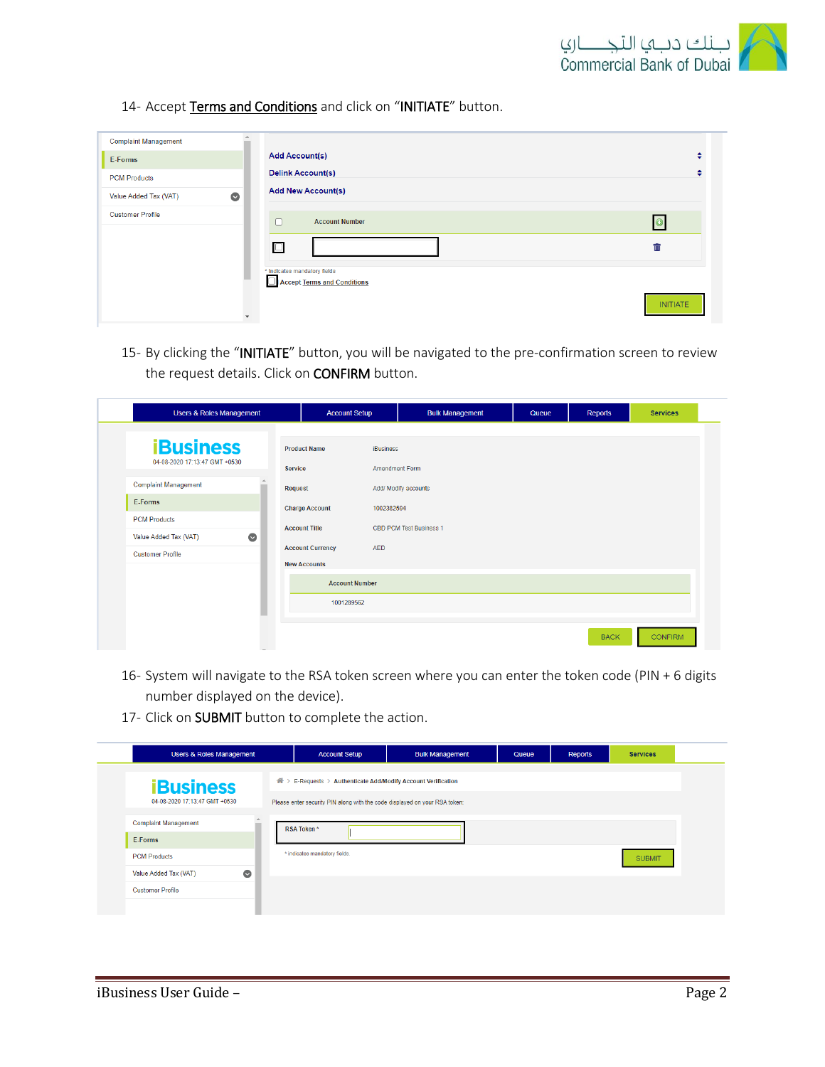14- Accept Terms and Conditions and click on "INITIATE" button.

15- By clicking the "INITIATE" button, you will be navigated to the pre-confirmation screen to review the request details. Click on CONFIRM button.

16- System will navigate to the RSA token screen where you can enter the token code (PIN + 6 digits number displayed on the device).

17- Click on SUBMIT button to complete the action.